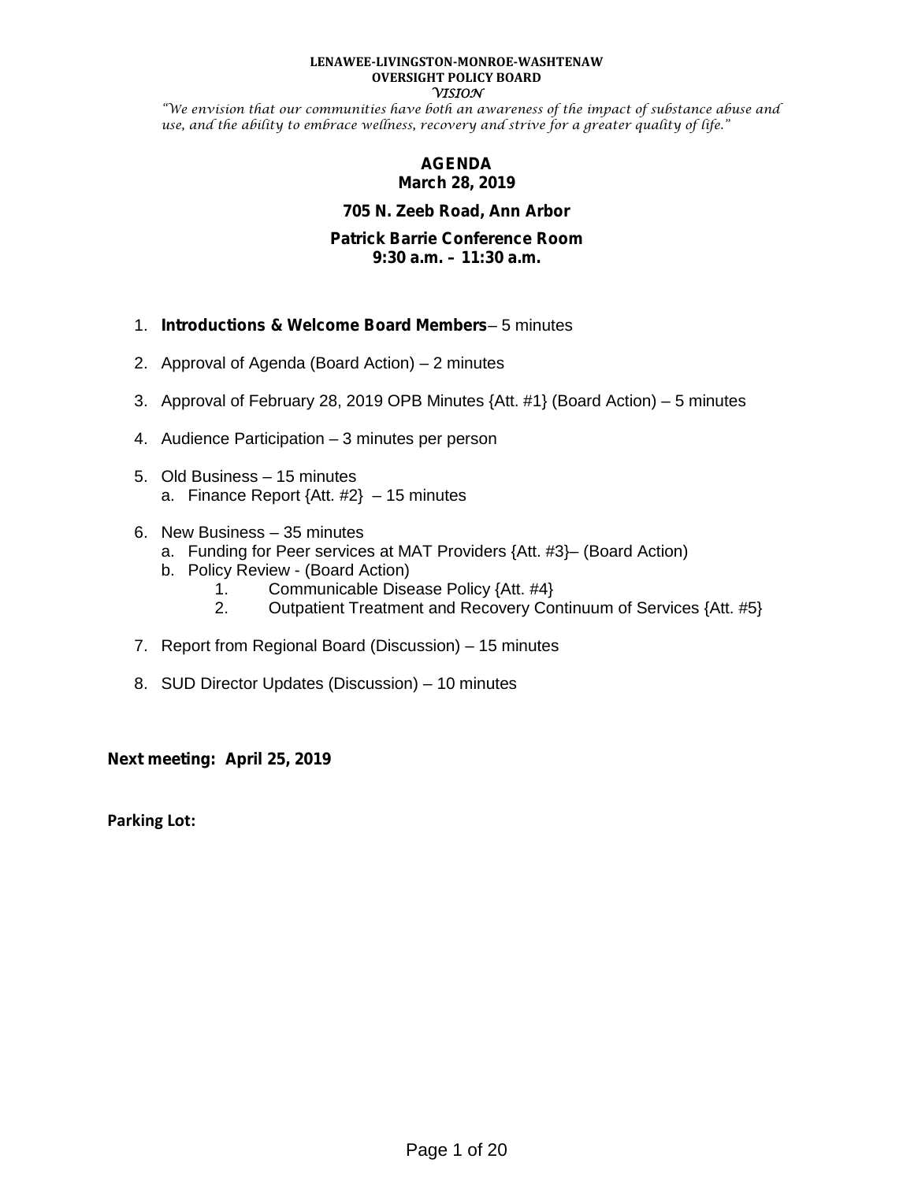**LENAWEE-LIVINGSTON-MONROE-WASHTENAW**
**OVERSIGHT POLICY BOARD**
*VISION*

*"We envision that our communities have both an awareness of the impact of substance abuse and use, and the ability to embrace wellness, recovery and strive for a greater quality of life."*

# AGENDA
## March 28, 2019

**705 N. Zeeb Road, Ann Arbor**

**Patrick Barrie Conference Room**
**9:30 a.m. – 11:30 a.m.**

1. **Introductions & Welcome Board Members**– 5 minutes
2. Approval of Agenda (Board Action) – 2 minutes
3. Approval of February 28, 2019 OPB Minutes {Att. #1} (Board Action) – 5 minutes
4. Audience Participation – 3 minutes per person
5. Old Business – 15 minutes
   a. Finance Report {Att. #2} – 15 minutes
6. New Business – 35 minutes
   a. Funding for Peer services at MAT Providers {Att. #3}– (Board Action)
   b. Policy Review - (Board Action)
      1. Communicable Disease Policy {Att. #4}
      2. Outpatient Treatment and Recovery Continuum of Services {Att. #5}
7. Report from Regional Board (Discussion) – 15 minutes
8. SUD Director Updates (Discussion) – 10 minutes

**Next meeting: April 25, 2019**

**Parking Lot:**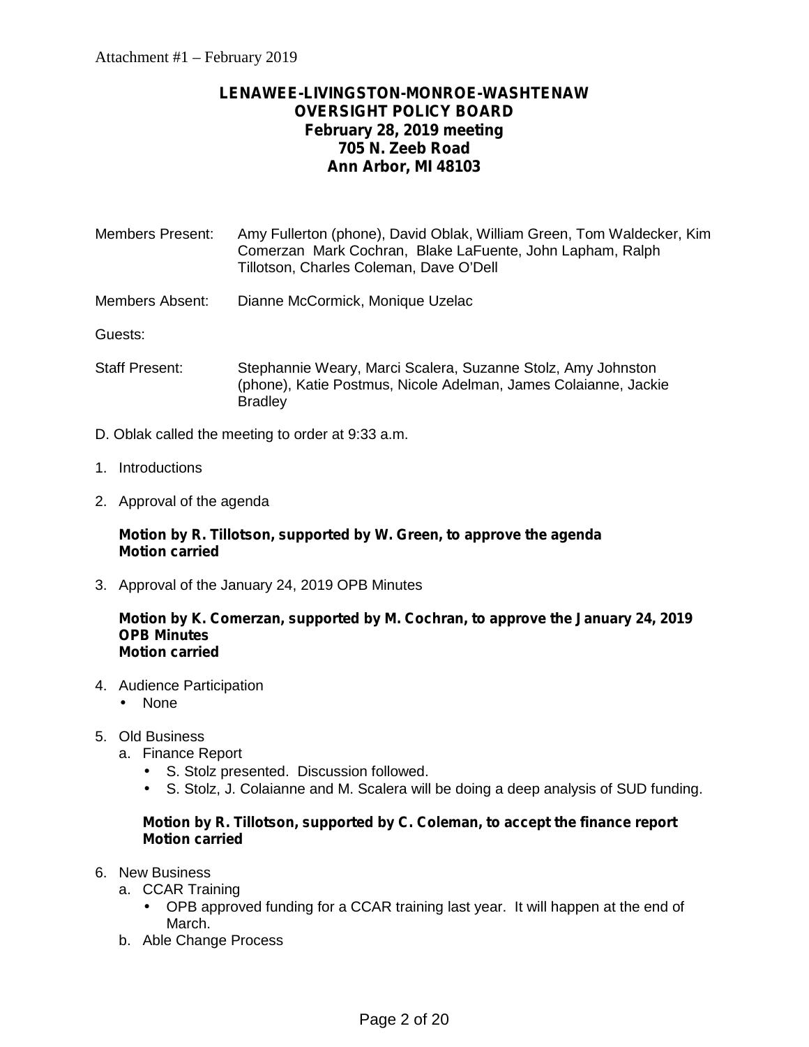Attachment #1 – February 2019

**LENAWEE-LIVINGSTON-MONROE-WASHTENAW**
**OVERSIGHT POLICY BOARD**
**February 28, 2019 meeting**
**705 N. Zeeb Road**
**Ann Arbor, MI 48103**

Members Present: Amy Fullerton (phone), David Oblak, William Green, Tom Waldecker, Kim Comerzan Mark Cochran, Blake LaFuente, John Lapham, Ralph Tillotson, Charles Coleman, Dave O'Dell

Members Absent: Dianne McCormick, Monique Uzelac

Guests:

Staff Present: Stephannie Weary, Marci Scalera, Suzanne Stolz, Amy Johnston (phone), Katie Postmus, Nicole Adelman, James Colaianne, Jackie Bradley

D. Oblak called the meeting to order at 9:33 a.m.

1. Introductions

2. Approval of the agenda

   **Motion by R. Tillotson, supported by W. Green, to approve the agenda**
   **Motion carried**

3. Approval of the January 24, 2019 OPB Minutes

   **Motion by K. Comerzan, supported by M. Cochran, to approve the January 24, 2019 OPB Minutes**
   **Motion carried**

4. Audience Participation
   - None

5. Old Business
   a. Finance Report
      - S. Stolz presented. Discussion followed.
      - S. Stolz, J. Colaianne and M. Scalera will be doing a deep analysis of SUD funding.

      **Motion by R. Tillotson, supported by C. Coleman, to accept the finance report**
      **Motion carried**

6. New Business
   a. CCAR Training
      - OPB approved funding for a CCAR training last year. It will happen at the end of March.
   b. Able Change Process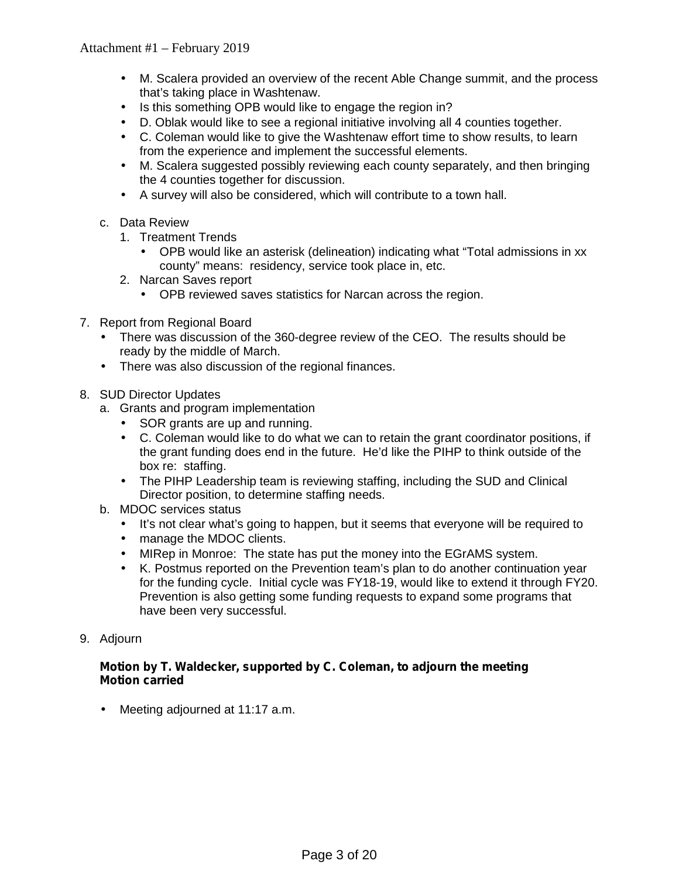Attachment #1 – February 2019

- M. Scalera provided an overview of the recent Able Change summit, and the process that's taking place in Washtenaw.
- Is this something OPB would like to engage the region in?
- D. Oblak would like to see a regional initiative involving all 4 counties together.
- C. Coleman would like to give the Washtenaw effort time to show results, to learn from the experience and implement the successful elements.
- M. Scalera suggested possibly reviewing each county separately, and then bringing the 4 counties together for discussion.
- A survey will also be considered, which will contribute to a town hall.

c. Data Review
   1. Treatment Trends
      - OPB would like an asterisk (delineation) indicating what "Total admissions in xx county" means: residency, service took place in, etc.
   2. Narcan Saves report
      - OPB reviewed saves statistics for Narcan across the region.

7. Report from Regional Board
   - There was discussion of the 360-degree review of the CEO. The results should be ready by the middle of March.
   - There was also discussion of the regional finances.

8. SUD Director Updates
   a. Grants and program implementation
      - SOR grants are up and running.
      - C. Coleman would like to do what we can to retain the grant coordinator positions, if the grant funding does end in the future. He'd like the PIHP to think outside of the box re: staffing.
      - The PIHP Leadership team is reviewing staffing, including the SUD and Clinical Director position, to determine staffing needs.
   b. MDOC services status
      - It's not clear what's going to happen, but it seems that everyone will be required to
      - manage the MDOC clients.
      - MIRep in Monroe: The state has put the money into the EGrAMS system.
      - K. Postmus reported on the Prevention team's plan to do another continuation year for the funding cycle. Initial cycle was FY18-19, would like to extend it through FY20. Prevention is also getting some funding requests to expand some programs that have been very successful.

9. Adjourn

**Motion by T. Waldecker, supported by C. Coleman, to adjourn the meeting**
**Motion carried**

- Meeting adjourned at 11:17 a.m.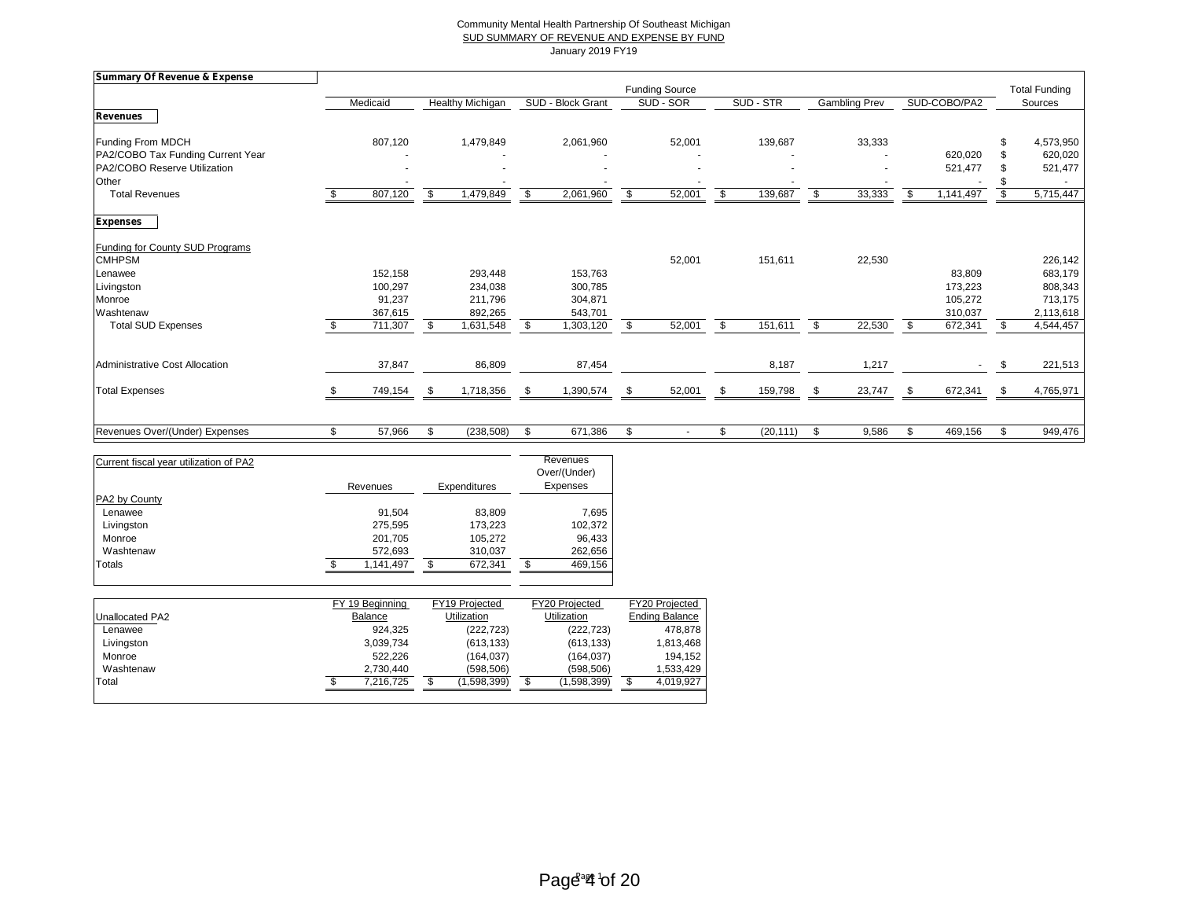Community Mental Health Partnership Of Southeast Michigan

SUD SUMMARY OF REVENUE AND EXPENSE BY FUND

January 2019 FY19

**Summary Of Revenue & Expense**

| | Funding Source | | | | | | | Total Funding |
|---|---|---|---|---|---|---|---|---|
| | Medicaid | Healthy Michigan | SUD - Block Grant | SUD - SOR | SUD - STR | Gambling Prev | SUD-COBO/PA2 | Sources |
| **Revenues** | | | | | | | | |
| Funding From MDCH | 807,120 | 1,479,849 | 2,061,960 | 52,001 | 139,687 | 33,333 | | $ 4,573,950 |
| PA2/COBO Tax Funding Current Year | - | - | - | - | - | - | 620,020 | $ 620,020 |
| PA2/COBO Reserve Utilization | - | - | - | - | - | - | 521,477 | $ 521,477 |
| Other | - | - | - | - | - | - | - | $ - |
| Total Revenues | $ 807,120 | $ 1,479,849 | $ 2,061,960 | $ 52,001 | $ 139,687 | $ 33,333 | $ 1,141,497 | $ 5,715,447 |
| **Expenses** | | | | | | | | |
| Funding for County SUD Programs | | | | | | | | |
| CMHPSM | | | | 52,001 | 151,611 | 22,530 | | 226,142 |
| Lenawee | 152,158 | 293,448 | 153,763 | | | | 83,809 | 683,179 |
| Livingston | 100,297 | 234,038 | 300,785 | | | | 173,223 | 808,343 |
| Monroe | 91,237 | 211,796 | 304,871 | | | | 105,272 | 713,175 |
| Washtenaw | 367,615 | 892,265 | 543,701 | | | | 310,037 | 2,113,618 |
| Total SUD Expenses | $ 711,307 | $ 1,631,548 | $ 1,303,120 | $ 52,001 | $ 151,611 | $ 22,530 | $ 672,341 | $ 4,544,457 |
| Administrative Cost Allocation | 37,847 | 86,809 | 87,454 | | 8,187 | 1,217 | - | $ 221,513 |
| Total Expenses | $ 749,154 | $ 1,718,356 | $ 1,390,574 | $ 52,001 | $ 159,798 | $ 23,747 | $ 672,341 | $ 4,765,971 |
| Revenues Over/(Under) Expenses | $ 57,966 | $ (238,508) | $ 671,386 | $ - | $ (20,111) | $ 9,586 | $ 469,156 | $ 949,476 |

| Current fiscal year utilization of PA2 | Revenues | Expenditures | Revenues Over/(Under) Expenses |
|---|---|---|---|
| PA2 by County | | | |
| Lenawee | 91,504 | 83,809 | 7,695 |
| Livingston | 275,595 | 173,223 | 102,372 |
| Monroe | 201,705 | 105,272 | 96,433 |
| Washtenaw | 572,693 | 310,037 | 262,656 |
| Totals | $ 1,141,497 | $ 672,341 | $ 469,156 |

| Unallocated PA2 | FY 19 Beginning Balance | FY19 Projected Utilization | FY20 Projected Utilization | FY20 Projected Ending Balance |
|---|---|---|---|---|
| Lenawee | 924,325 | (222,723) | (222,723) | 478,878 |
| Livingston | 3,039,734 | (613,133) | (613,133) | 1,813,468 |
| Monroe | 522,226 | (164,037) | (164,037) | 194,152 |
| Washtenaw | 2,730,440 | (598,506) | (598,506) | 1,533,429 |
| Total | $ 7,216,725 | $ (1,598,399) | $ (1,598,399) | $ 4,019,927 |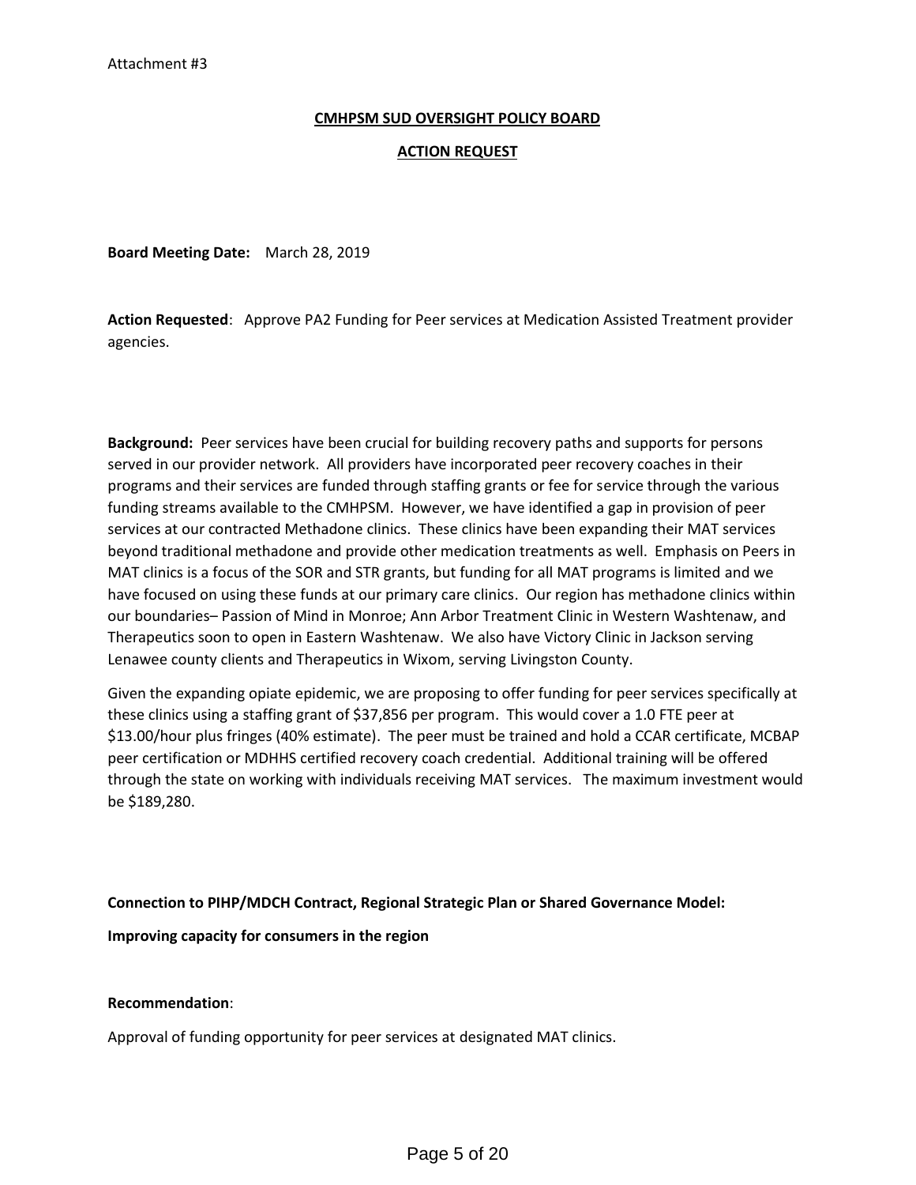Attachment #3

**CMHPSM SUD OVERSIGHT POLICY BOARD**

**ACTION REQUEST**

**Board Meeting Date:** March 28, 2019

**Action Requested**: Approve PA2 Funding for Peer services at Medication Assisted Treatment provider agencies.

**Background:** Peer services have been crucial for building recovery paths and supports for persons served in our provider network. All providers have incorporated peer recovery coaches in their programs and their services are funded through staffing grants or fee for service through the various funding streams available to the CMHPSM. However, we have identified a gap in provision of peer services at our contracted Methadone clinics. These clinics have been expanding their MAT services beyond traditional methadone and provide other medication treatments as well. Emphasis on Peers in MAT clinics is a focus of the SOR and STR grants, but funding for all MAT programs is limited and we have focused on using these funds at our primary care clinics. Our region has methadone clinics within our boundaries– Passion of Mind in Monroe; Ann Arbor Treatment Clinic in Western Washtenaw, and Therapeutics soon to open in Eastern Washtenaw. We also have Victory Clinic in Jackson serving Lenawee county clients and Therapeutics in Wixom, serving Livingston County.

Given the expanding opiate epidemic, we are proposing to offer funding for peer services specifically at these clinics using a staffing grant of $37,856 per program. This would cover a 1.0 FTE peer at $13.00/hour plus fringes (40% estimate). The peer must be trained and hold a CCAR certificate, MCBAP peer certification or MDHHS certified recovery coach credential. Additional training will be offered through the state on working with individuals receiving MAT services. The maximum investment would be $189,280.

**Connection to PIHP/MDCH Contract, Regional Strategic Plan or Shared Governance Model:**

**Improving capacity for consumers in the region**

**Recommendation**:

Approval of funding opportunity for peer services at designated MAT clinics.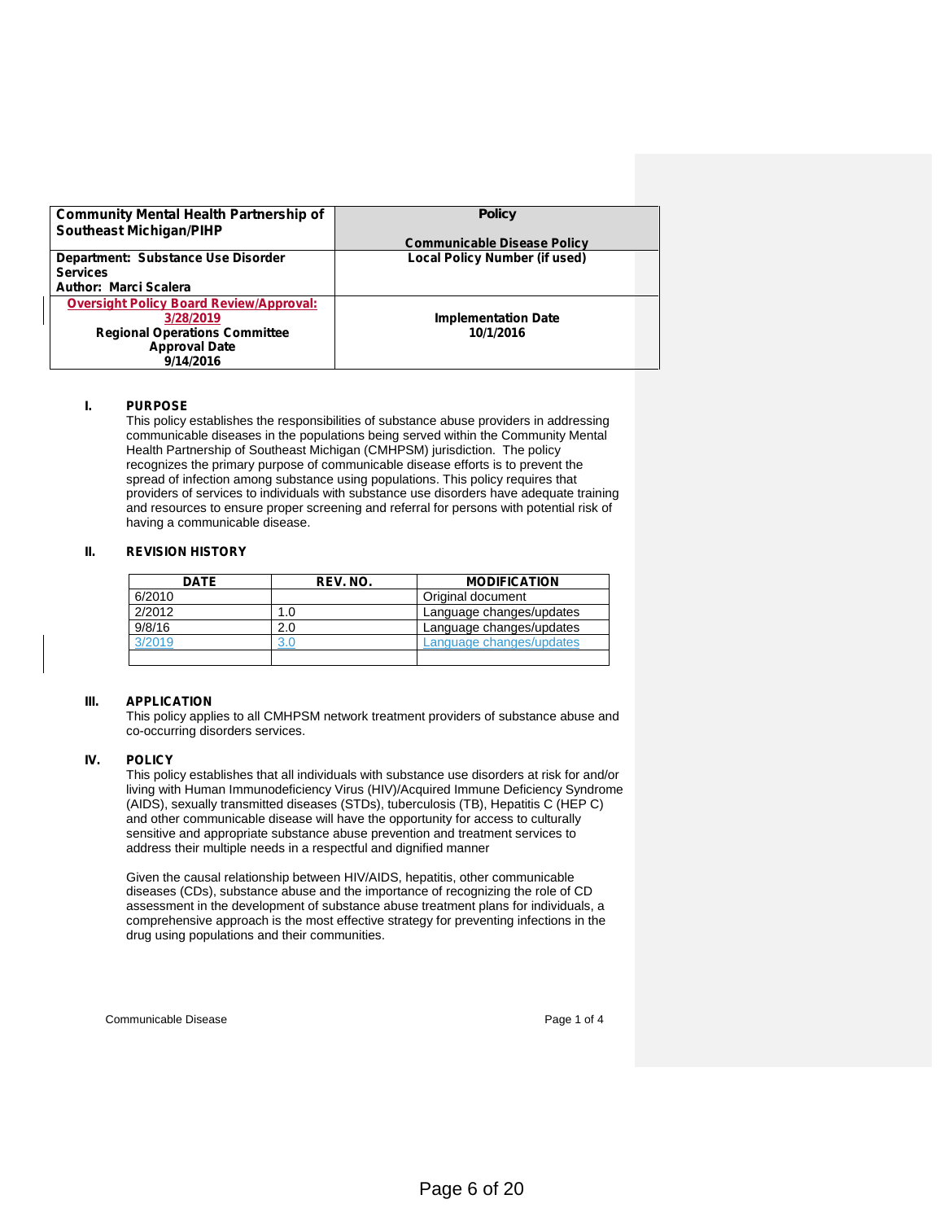| Community Mental Health Partnership of Southeast Michigan/PIHP | Policy<br><br>Communicable Disease Policy |
|---|---|
| Department: Substance Use Disorder Services<br>Author: Marci Scalera | Local Policy Number (if used) |
| Oversight Policy Board Review/Approval: 3/28/2019<br>Regional Operations Committee Approval Date<br>9/14/2016 | Implementation Date<br>10/1/2016 |

## I. PURPOSE

This policy establishes the responsibilities of substance abuse providers in addressing communicable diseases in the populations being served within the Community Mental Health Partnership of Southeast Michigan (CMHPSM) jurisdiction. The policy recognizes the primary purpose of communicable disease efforts is to prevent the spread of infection among substance using populations. This policy requires that providers of services to individuals with substance use disorders have adequate training and resources to ensure proper screening and referral for persons with potential risk of having a communicable disease.

## II. REVISION HISTORY

| DATE | REV. NO. | MODIFICATION |
|---|---|---|
| 6/2010 | | Original document |
| 2/2012 | 1.0 | Language changes/updates |
| 9/8/16 | 2.0 | Language changes/updates |
| 3/2019 | 3.0 | Language changes/updates |
| | | |

## III. APPLICATION

This policy applies to all CMHPSM network treatment providers of substance abuse and co-occurring disorders services.

## IV. POLICY

This policy establishes that all individuals with substance use disorders at risk for and/or living with Human Immunodeficiency Virus (HIV)/Acquired Immune Deficiency Syndrome (AIDS), sexually transmitted diseases (STDs), tuberculosis (TB), Hepatitis C (HEP C) and other communicable disease will have the opportunity for access to culturally sensitive and appropriate substance abuse prevention and treatment services to address their multiple needs in a respectful and dignified manner

Given the causal relationship between HIV/AIDS, hepatitis, other communicable diseases (CDs), substance abuse and the importance of recognizing the role of CD assessment in the development of substance abuse treatment plans for individuals, a comprehensive approach is the most effective strategy for preventing infections in the drug using populations and their communities.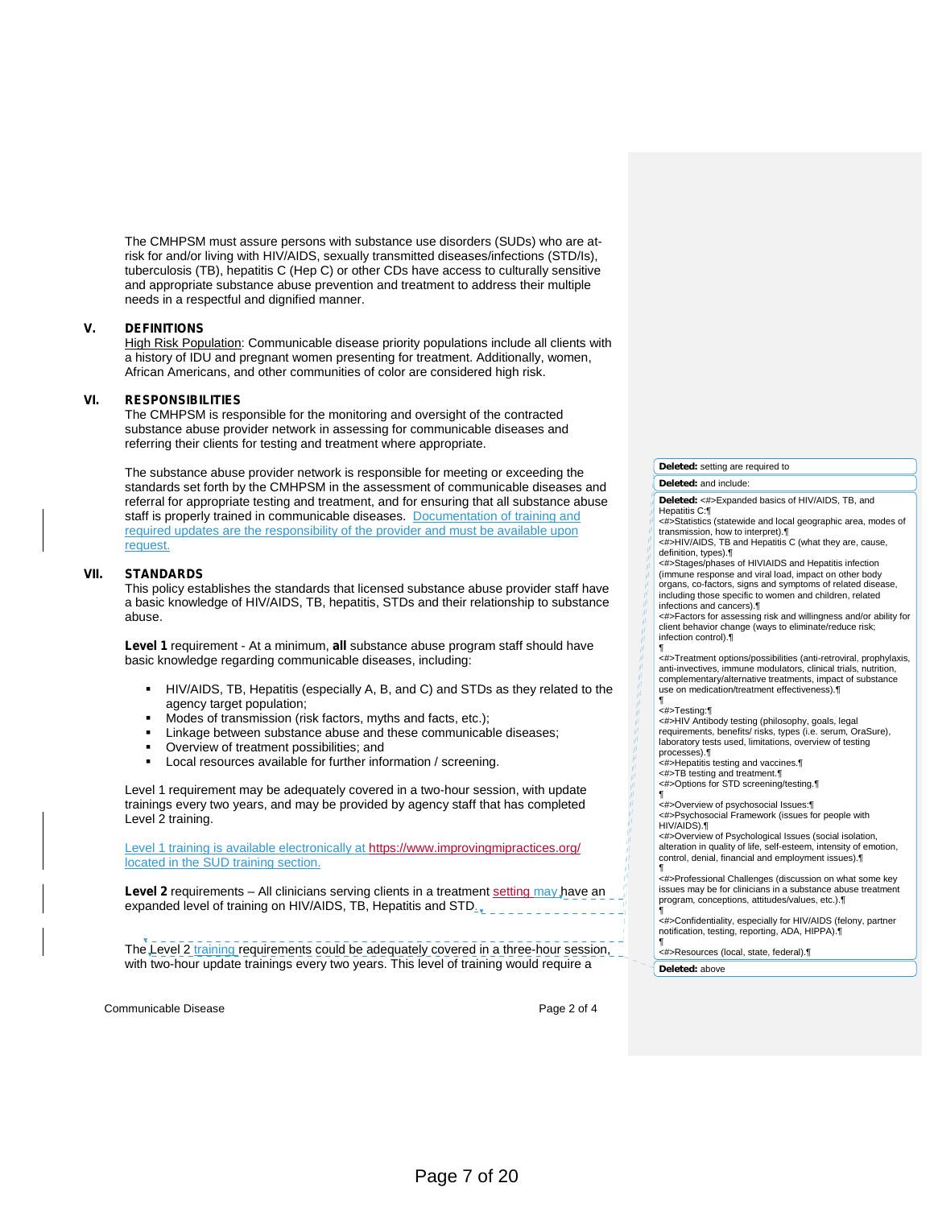The CMHPSM must assure persons with substance use disorders (SUDs) who are at-risk for and/or living with HIV/AIDS, sexually transmitted diseases/infections (STD/Is), tuberculosis (TB), hepatitis C (Hep C) or other CDs have access to culturally sensitive and appropriate substance abuse prevention and treatment to address their multiple needs in a respectful and dignified manner.

## V. DEFINITIONS

High Risk Population: Communicable disease priority populations include all clients with a history of IDU and pregnant women presenting for treatment. Additionally, women, African Americans, and other communities of color are considered high risk.

## VI. RESPONSIBILITIES

The CMHPSM is responsible for the monitoring and oversight of the contracted substance abuse provider network in assessing for communicable diseases and referring their clients for testing and treatment where appropriate.

The substance abuse provider network is responsible for meeting or exceeding the standards set forth by the CMHPSM in the assessment of communicable diseases and referral for appropriate testing and treatment, and for ensuring that all substance abuse staff is properly trained in communicable diseases. Documentation of training and required updates are the responsibility of the provider and must be available upon request.

## VII. STANDARDS

This policy establishes the standards that licensed substance abuse provider staff have a basic knowledge of HIV/AIDS, TB, hepatitis, STDs and their relationship to substance abuse.

**Level 1** requirement - At a minimum, **all** substance abuse program staff should have basic knowledge regarding communicable diseases, including:

- HIV/AIDS, TB, Hepatitis (especially A, B, and C) and STDs as they related to the agency target population;
- Modes of transmission (risk factors, myths and facts, etc.);
- Linkage between substance abuse and these communicable diseases;
- Overview of treatment possibilities; and
- Local resources available for further information / screening.

Level 1 requirement may be adequately covered in a two-hour session, with update trainings every two years, and may be provided by agency staff that has completed Level 2 training.

Level 1 training is available electronically at https://www.improvingmipractices.org/ located in the SUD training section.

**Level 2** requirements – All clinicians serving clients in a treatment setting may have an expanded level of training on HIV/AIDS, TB, Hepatitis and STD.

The Level 2 training requirements could be adequately covered in a three-hour session, with two-hour update trainings every two years. This level of training would require a

---

**Deleted:** setting are required to

**Deleted:** and include:

**Deleted:** <#>Expanded basics of HIV/AIDS, TB, and Hepatitis C:¶
<#>Statistics (statewide and local geographic area, modes of transmission, how to interpret).¶
<#>HIV/AIDS, TB and Hepatitis C (what they are, cause, definition, types).¶
<#>Stages/phases of HIVIAIDS and Hepatitis infection (immune response and viral load, impact on other body organs, co-factors, signs and symptoms of related disease, including those specific to women and children, related infections and cancers).¶
<#>Factors for assessing risk and willingness and/or ability for client behavior change (ways to eliminate/reduce risk; infection control).¶
¶
<#>Treatment options/possibilities (anti-retroviral, prophylaxis, anti-invectives, immune modulators, clinical trials, nutrition, complementary/alternative treatments, impact of substance use on medication/treatment effectiveness).¶
¶
<#>Testing:¶
<#>HIV Antibody testing (philosophy, goals, legal requirements, benefits/ risks, types (i.e. serum, OraSure), laboratory tests used, limitations, overview of testing processes).¶
<#>Hepatitis testing and vaccines.¶
<#>TB testing and treatment.¶
<#>Options for STD screening/testing.¶
¶
<#>Overview of psychosocial Issues:¶
<#>Psychosocial Framework (issues for people with HIV/AIDS).¶
<#>Overview of Psychological Issues (social isolation, alteration in quality of life, self-esteem, intensity of emotion, control, denial, financial and employment issues).¶
¶
<#>Professional Challenges (discussion on what some key issues may be for clinicians in a substance abuse treatment program, conceptions, attitudes/values, etc.).¶
¶
<#>Confidentiality, especially for HIV/AIDS (felony, partner notification, testing, reporting, ADA, HIPPA).¶
¶
<#>Resources (local, state, federal).¶

**Deleted:** above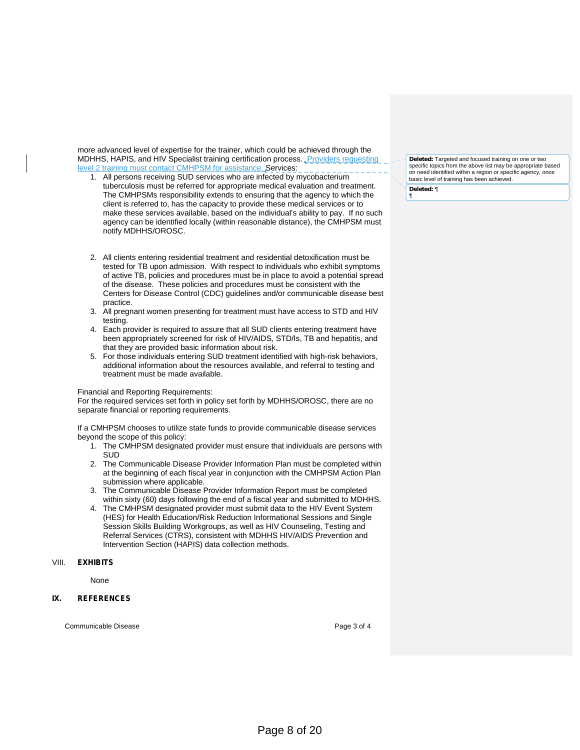more advanced level of expertise for the trainer, which could be achieved through the MDHHS, HAPIS, and HIV Specialist training certification process. Providers requesting level 2 training must contact CMHPSM for assistance. Services:

1. All persons receiving SUD services who are infected by mycobacterium tuberculosis must be referred for appropriate medical evaluation and treatment. The CMHPSMs responsibility extends to ensuring that the agency to which the client is referred to, has the capacity to provide these medical services or to make these services available, based on the individual's ability to pay. If no such agency can be identified locally (within reasonable distance), the CMHPSM must notify MDHHS/OROSC.
2. All clients entering residential treatment and residential detoxification must be tested for TB upon admission. With respect to individuals who exhibit symptoms of active TB, policies and procedures must be in place to avoid a potential spread of the disease. These policies and procedures must be consistent with the Centers for Disease Control (CDC) guidelines and/or communicable disease best practice.
3. All pregnant women presenting for treatment must have access to STD and HIV testing.
4. Each provider is required to assure that all SUD clients entering treatment have been appropriately screened for risk of HIV/AIDS, STD/Is, TB and hepatitis, and that they are provided basic information about risk.
5. For those individuals entering SUD treatment identified with high-risk behaviors, additional information about the resources available, and referral to testing and treatment must be made available.

Deleted: Targeted and focused training on one or two specific topics from the above list may be appropriate based on need identified within a region or specific agency, once basic level of training has been achieved.

Deleted: ¶
¶

Financial and Reporting Requirements:
For the required services set forth in policy set forth by MDHHS/OROSC, there are no separate financial or reporting requirements.

If a CMHPSM chooses to utilize state funds to provide communicable disease services beyond the scope of this policy:

1. The CMHPSM designated provider must ensure that individuals are persons with SUD
2. The Communicable Disease Provider Information Plan must be completed within at the beginning of each fiscal year in conjunction with the CMHPSM Action Plan submission where applicable.
3. The Communicable Disease Provider Information Report must be completed within sixty (60) days following the end of a fiscal year and submitted to MDHHS.
4. The CMHPSM designated provider must submit data to the HIV Event System (HES) for Health Education/Risk Reduction Informational Sessions and Single Session Skills Building Workgroups, as well as HIV Counseling, Testing and Referral Services (CTRS), consistent with MDHHS HIV/AIDS Prevention and Intervention Section (HAPIS) data collection methods.

## VIII. EXHIBITS

None

## IX. REFERENCES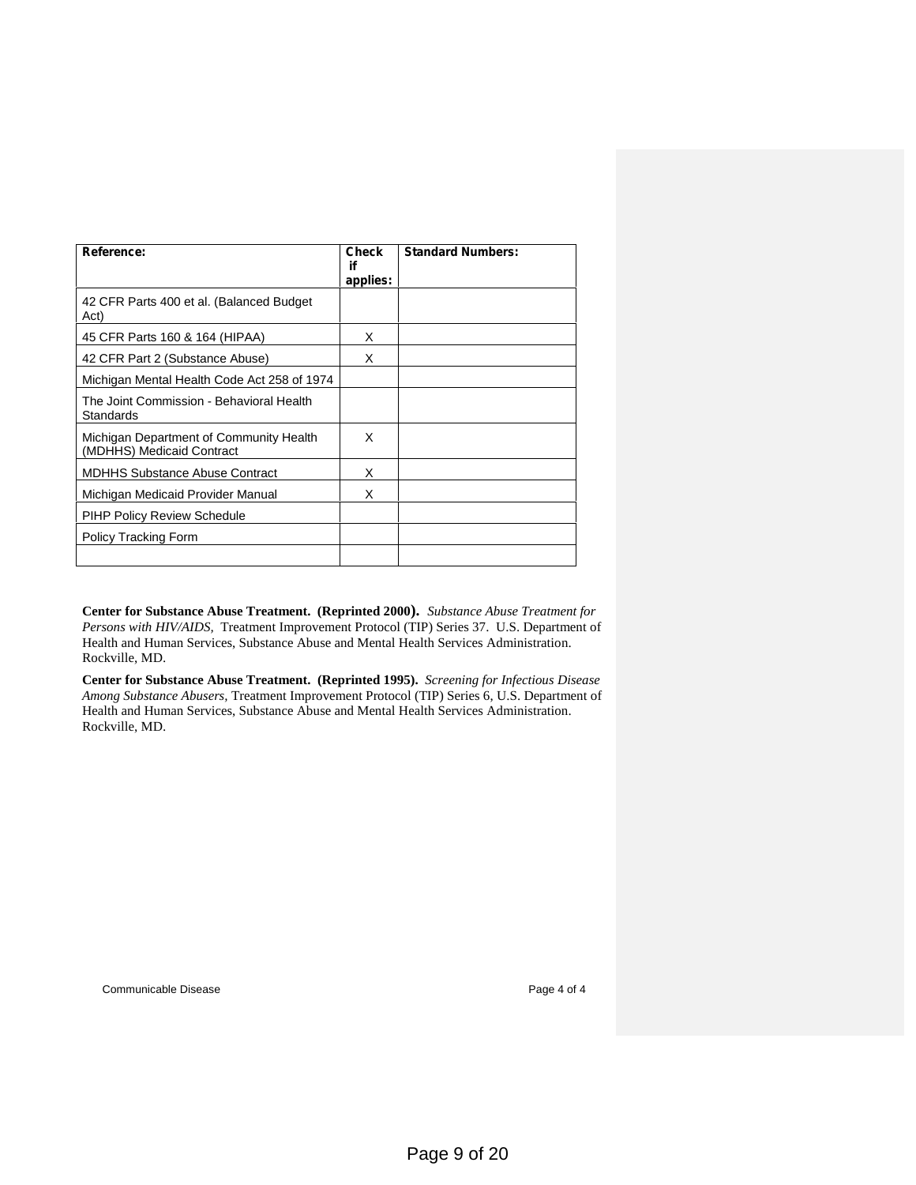| Reference: | Check if applies: | Standard Numbers: |
|---|---|---|
| 42 CFR Parts 400 et al. (Balanced Budget Act) | | |
| 45 CFR Parts 160 & 164 (HIPAA) | X | |
| 42 CFR Part 2 (Substance Abuse) | X | |
| Michigan Mental Health Code Act 258 of 1974 | | |
| The Joint Commission - Behavioral Health Standards | | |
| Michigan Department of Community Health (MDHHS) Medicaid Contract | X | |
| MDHHS Substance Abuse Contract | X | |
| Michigan Medicaid Provider Manual | X | |
| PIHP Policy Review Schedule | | |
| Policy Tracking Form | | |
| | | |

**Center for Substance Abuse Treatment. (Reprinted 2000).** *Substance Abuse Treatment for Persons with HIV/AIDS,* Treatment Improvement Protocol (TIP) Series 37. U.S. Department of Health and Human Services, Substance Abuse and Mental Health Services Administration. Rockville, MD.

**Center for Substance Abuse Treatment. (Reprinted 1995).** *Screening for Infectious Disease Among Substance Abusers,* Treatment Improvement Protocol (TIP) Series 6, U.S. Department of Health and Human Services, Substance Abuse and Mental Health Services Administration. Rockville, MD.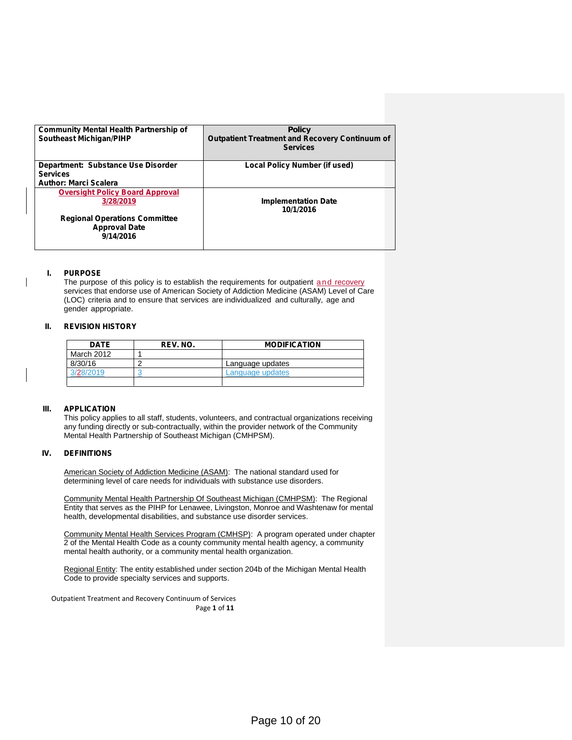| Community Mental Health Partnership of Southeast Michigan/PIHP | Policy<br>Outpatient Treatment and Recovery Continuum of Services |
|---|---|
| Department: Substance Use Disorder Services<br>Author: Marci Scalera | Local Policy Number (if used) |
| Oversight Policy Board Approval<br>3/28/2019<br><br>Regional Operations Committee Approval Date<br>9/14/2016 | Implementation Date<br>10/1/2016 |

## I. PURPOSE

The purpose of this policy is to establish the requirements for outpatient and recovery services that endorse use of American Society of Addiction Medicine (ASAM) Level of Care (LOC) criteria and to ensure that services are individualized and culturally, age and gender appropriate.

## II. REVISION HISTORY

| DATE | REV. NO. | MODIFICATION |
|---|---|---|
| March 2012 | 1 | |
| 8/30/16 | 2 | Language updates |
| 3/28/2019 | 3 | Language updates |
| | | |

## III. APPLICATION

This policy applies to all staff, students, volunteers, and contractual organizations receiving any funding directly or sub-contractually, within the provider network of the Community Mental Health Partnership of Southeast Michigan (CMHPSM).

## IV. DEFINITIONS

American Society of Addiction Medicine (ASAM): The national standard used for determining level of care needs for individuals with substance use disorders.

Community Mental Health Partnership Of Southeast Michigan (CMHPSM): The Regional Entity that serves as the PIHP for Lenawee, Livingston, Monroe and Washtenaw for mental health, developmental disabilities, and substance use disorder services.

Community Mental Health Services Program (CMHSP): A program operated under chapter 2 of the Mental Health Code as a county community mental health agency, a community mental health authority, or a community mental health organization.

Regional Entity: The entity established under section 204b of the Michigan Mental Health Code to provide specialty services and supports.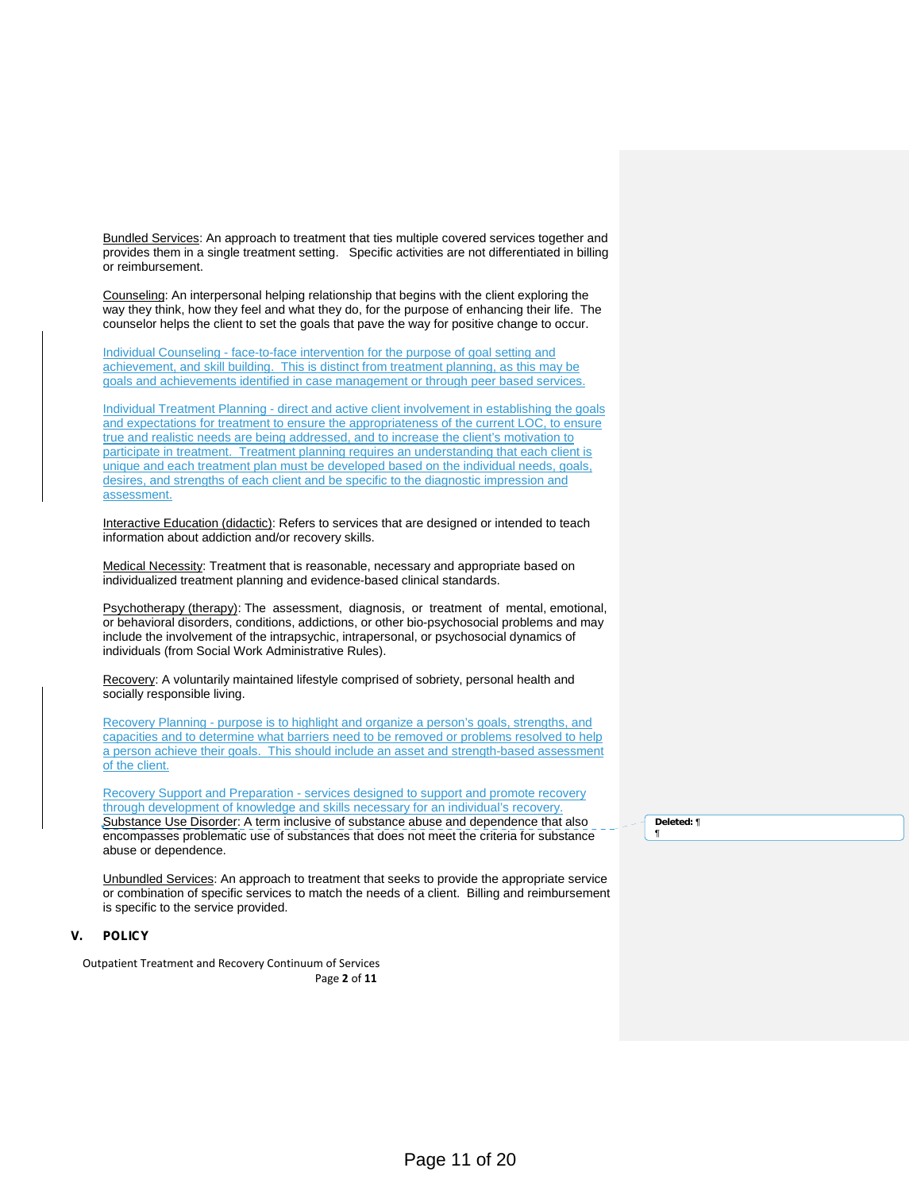Bundled Services: An approach to treatment that ties multiple covered services together and provides them in a single treatment setting. Specific activities are not differentiated in billing or reimbursement.

Counseling: An interpersonal helping relationship that begins with the client exploring the way they think, how they feel and what they do, for the purpose of enhancing their life. The counselor helps the client to set the goals that pave the way for positive change to occur.

Individual Counseling - face-to-face intervention for the purpose of goal setting and achievement, and skill building. This is distinct from treatment planning, as this may be goals and achievements identified in case management or through peer based services.

Individual Treatment Planning - direct and active client involvement in establishing the goals and expectations for treatment to ensure the appropriateness of the current LOC, to ensure true and realistic needs are being addressed, and to increase the client's motivation to participate in treatment. Treatment planning requires an understanding that each client is unique and each treatment plan must be developed based on the individual needs, goals, desires, and strengths of each client and be specific to the diagnostic impression and assessment.

Interactive Education (didactic): Refers to services that are designed or intended to teach information about addiction and/or recovery skills.

Medical Necessity: Treatment that is reasonable, necessary and appropriate based on individualized treatment planning and evidence-based clinical standards.

Psychotherapy (therapy): The assessment, diagnosis, or treatment of mental, emotional, or behavioral disorders, conditions, addictions, or other bio-psychosocial problems and may include the involvement of the intrapsychic, intrapersonal, or psychosocial dynamics of individuals (from Social Work Administrative Rules).

Recovery: A voluntarily maintained lifestyle comprised of sobriety, personal health and socially responsible living.

Recovery Planning - purpose is to highlight and organize a person's goals, strengths, and capacities and to determine what barriers need to be removed or problems resolved to help a person achieve their goals. This should include an asset and strength-based assessment of the client.

Recovery Support and Preparation - services designed to support and promote recovery through development of knowledge and skills necessary for an individual's recovery.

Substance Use Disorder: A term inclusive of substance abuse and dependence that also encompasses problematic use of substances that does not meet the criteria for substance abuse or dependence.

Unbundled Services: An approach to treatment that seeks to provide the appropriate service or combination of specific services to match the needs of a client. Billing and reimbursement is specific to the service provided.

## V. POLICY

Outpatient Treatment and Recovery Continuum of Services

Page 2 of 11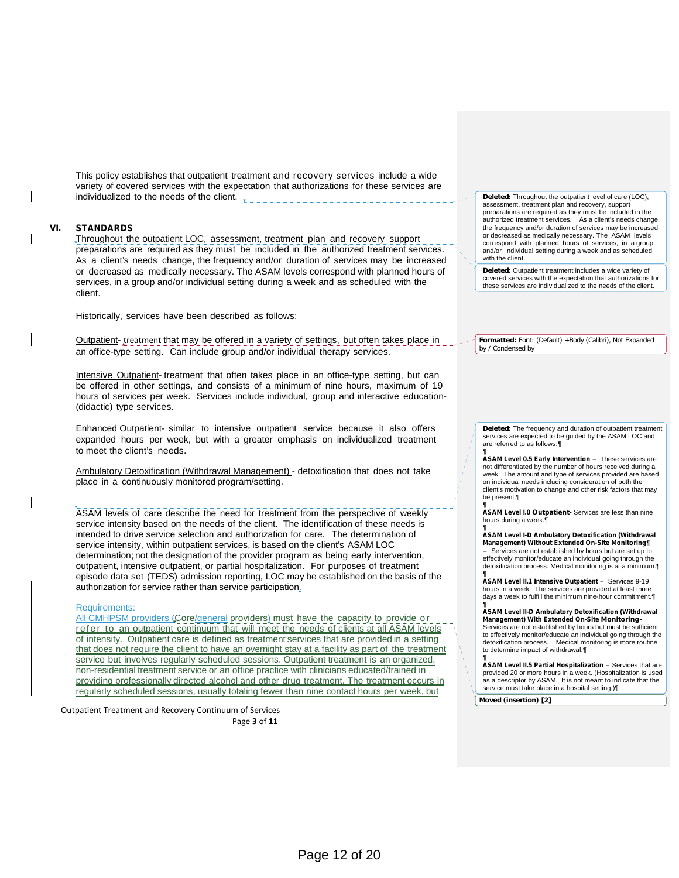This policy establishes that outpatient treatment and recovery services include a wide variety of covered services with the expectation that authorizations for these services are individualized to the needs of the client.

## VI. STANDARDS

Throughout the outpatient LOC, assessment, treatment plan and recovery support preparations are required as they must be included in the authorized treatment services. As a client's needs change, the frequency and/or duration of services may be increased or decreased as medically necessary. The ASAM levels correspond with planned hours of services, in a group and/or individual setting during a week and as scheduled with the client.

Historically, services have been described as follows:

Outpatient- treatment that may be offered in a variety of settings, but often takes place in an office-type setting. Can include group and/or individual therapy services.

Intensive Outpatient- treatment that often takes place in an office-type setting, but can be offered in other settings, and consists of a minimum of nine hours, maximum of 19 hours of services per week. Services include individual, group and interactive education-(didactic) type services.

Enhanced Outpatient- similar to intensive outpatient service because it also offers expanded hours per week, but with a greater emphasis on individualized treatment to meet the client's needs.

Ambulatory Detoxification (Withdrawal Management) - detoxification that does not take place in a continuously monitored program/setting.

ASAM levels of care describe the need for treatment from the perspective of weekly service intensity based on the needs of the client. The identification of these needs is intended to drive service selection and authorization for care. The determination of service intensity, within outpatient services, is based on the client's ASAM LOC determination; not the designation of the provider program as being early intervention, outpatient, intensive outpatient, or partial hospitalization. For purposes of treatment episode data set (TEDS) admission reporting, LOC may be established on the basis of the authorization for service rather than service participation.

Requirements:

All CMHPSM providers (Core/general providers) must have the capacity to provide or refer to an outpatient continuum that will meet the needs of clients at all ASAM levels of intensity. Outpatient care is defined as treatment services that are provided in a setting that does not require the client to have an overnight stay at a facility as part of the treatment service but involves regularly scheduled sessions. Outpatient treatment is an organized, non-residential treatment service or an office practice with clinicians educated/trained in providing professionally directed alcohol and other drug treatment. The treatment occurs in regularly scheduled sessions, usually totaling fewer than nine contact hours per week, but

**Deleted:** Throughout the outpatient level of care (LOC), assessment, treatment plan and recovery, support preparations are required as they must be included in the authorized treatment services. As a client's needs change, the frequency and/or duration of services may be increased or decreased as medically necessary. The ASAM levels correspond with planned hours of services, in a group and/or individual setting during a week and as scheduled with the client.

**Deleted:** Outpatient treatment includes a wide variety of covered services with the expectation that authorizations for these services are individualized to the needs of the client.

**Formatted:** Font: (Default) +Body (Calibri), Not Expanded by / Condensed by

**Deleted:** The frequency and duration of outpatient treatment services are expected to be guided by the ASAM LOC and are referred to as follows:

**ASAM Level 0.5 Early Intervention** – These services are not differentiated by the number of hours received during a week. The amount and type of services provided are based on individual needs including consideration of both the client's motivation to change and other risk factors that may be present.

**ASAM Level I.0 Outpatient-** Services are less than nine hours during a week.

**ASAM Level I-D Ambulatory Detoxification (Withdrawal Management) Without Extended On-Site Monitoring** – Services are not established by hours but are set up to effectively monitor/educate an individual going through the detoxification process. Medical monitoring is at a minimum.

**ASAM Level II.1 Intensive Outpatient** – Services 9-19 hours in a week. The services are provided at least three days a week to fulfill the minimum nine-hour commitment.

**ASAM Level II-D Ambulatory Detoxification (Withdrawal Management) With Extended On-Site Monitoring-** Services are not established by hours but must be sufficient to effectively monitor/educate an individual going through the detoxification process. Medical monitoring is more routine to determine impact of withdrawal.

**ASAM Level II.5 Partial Hospitalization** – Services that are provided 20 or more hours in a week. (Hospitalization is used as a descriptor by ASAM. It is not meant to indicate that the service must take place in a hospital setting.)

**Moved (insertion) [2]**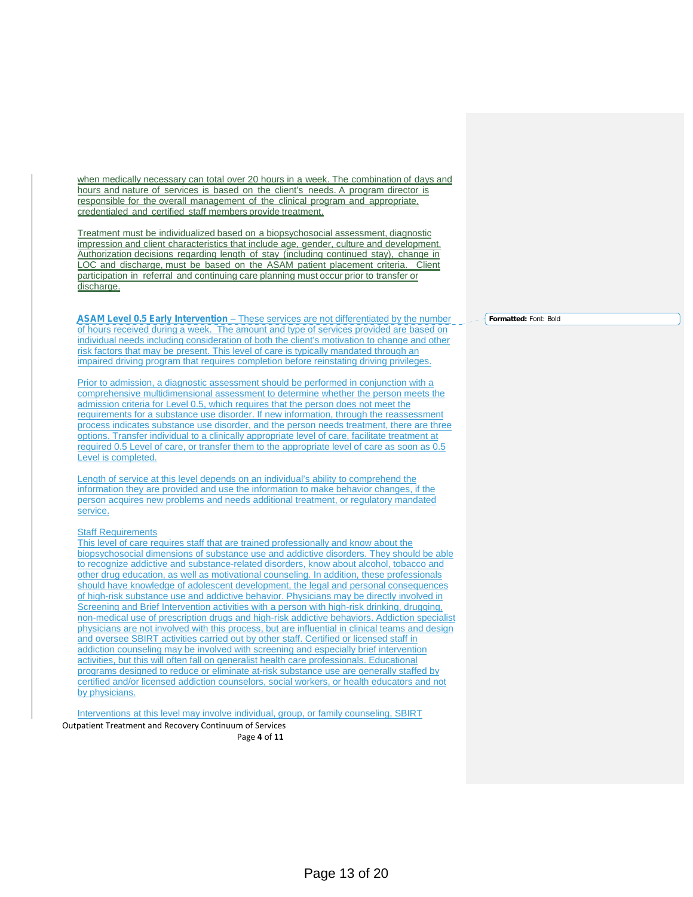when medically necessary can total over 20 hours in a week. The combination of days and hours and nature of services is based on the client's needs. A program director is responsible for the overall management of the clinical program and appropriate, credentialed and certified staff members provide treatment.

Treatment must be individualized based on a biopsychosocial assessment, diagnostic impression and client characteristics that include age, gender, culture and development. Authorization decisions regarding length of stay (including continued stay), change in LOC and discharge, must be based on the ASAM patient placement criteria. Client participation in referral and continuing care planning must occur prior to transfer or discharge.

**ASAM Level 0.5 Early Intervention** – These services are not differentiated by the number of hours received during a week. The amount and type of services provided are based on individual needs including consideration of both the client's motivation to change and other risk factors that may be present. This level of care is typically mandated through an impaired driving program that requires completion before reinstating driving privileges.

Prior to admission, a diagnostic assessment should be performed in conjunction with a comprehensive multidimensional assessment to determine whether the person meets the admission criteria for Level 0.5, which requires that the person does not meet the requirements for a substance use disorder. If new information, through the reassessment process indicates substance use disorder, and the person needs treatment, there are three options. Transfer individual to a clinically appropriate level of care, facilitate treatment at required 0.5 Level of care, or transfer them to the appropriate level of care as soon as 0.5 Level is completed.

Length of service at this level depends on an individual's ability to comprehend the information they are provided and use the information to make behavior changes, if the person acquires new problems and needs additional treatment, or regulatory mandated service.

Staff Requirements

This level of care requires staff that are trained professionally and know about the biopsychosocial dimensions of substance use and addictive disorders. They should be able to recognize addictive and substance-related disorders, know about alcohol, tobacco and other drug education, as well as motivational counseling. In addition, these professionals should have knowledge of adolescent development, the legal and personal consequences of high-risk substance use and addictive behavior. Physicians may be directly involved in Screening and Brief Intervention activities with a person with high-risk drinking, drugging, non-medical use of prescription drugs and high-risk addictive behaviors. Addiction specialist physicians are not involved with this process, but are influential in clinical teams and design and oversee SBIRT activities carried out by other staff. Certified or licensed staff in addiction counseling may be involved with screening and especially brief intervention activities, but this will often fall on generalist health care professionals. Educational programs designed to reduce or eliminate at-risk substance use are generally staffed by certified and/or licensed addiction counselors, social workers, or health educators and not by physicians.

Interventions at this level may involve individual, group, or family counseling, SBIRT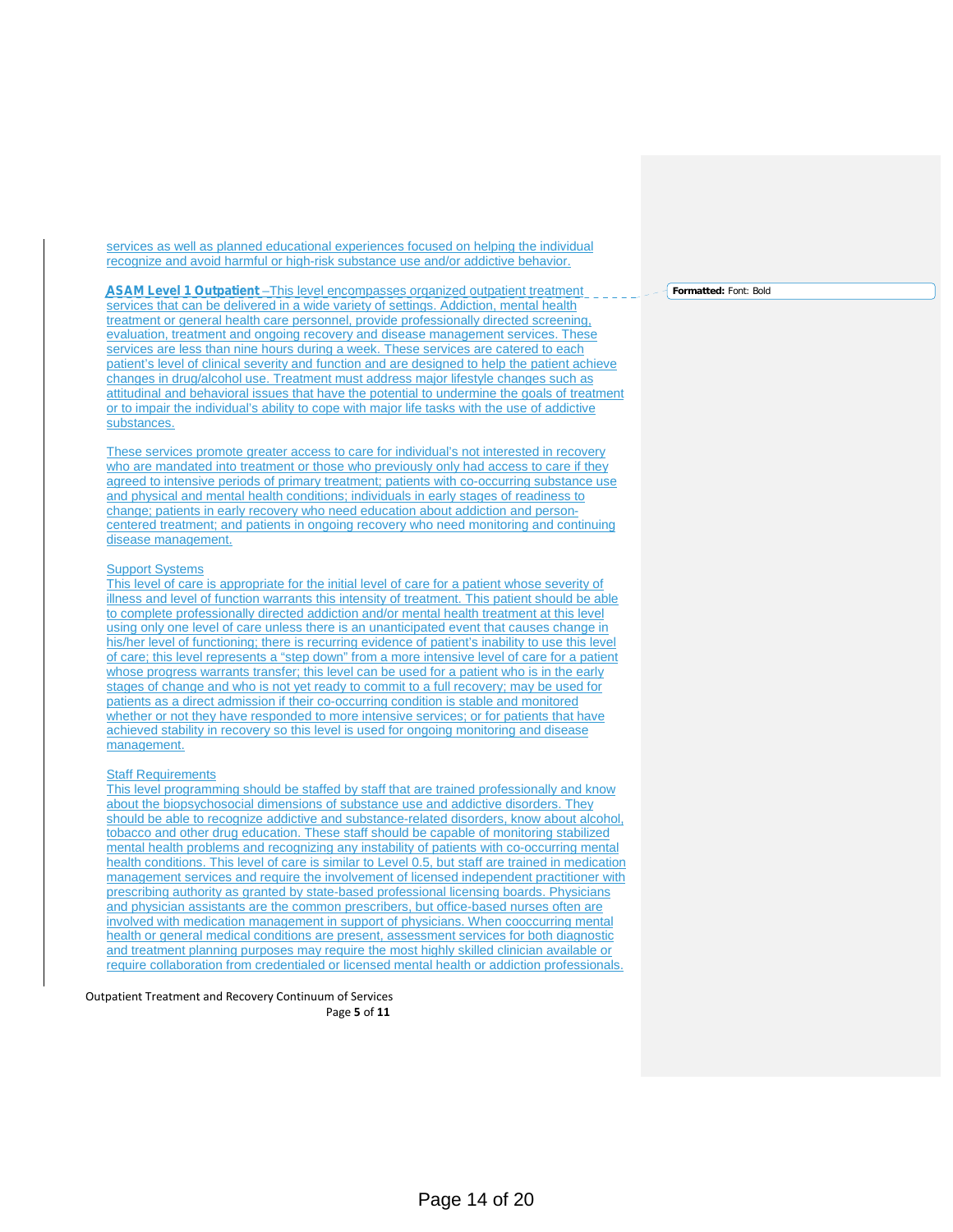services as well as planned educational experiences focused on helping the individual recognize and avoid harmful or high-risk substance use and/or addictive behavior.

**ASAM Level 1 Outpatient** –This level encompasses organized outpatient treatment services that can be delivered in a wide variety of settings. Addiction, mental health treatment or general health care personnel, provide professionally directed screening, evaluation, treatment and ongoing recovery and disease management services. These services are less than nine hours during a week. These services are catered to each patient's level of clinical severity and function and are designed to help the patient achieve changes in drug/alcohol use. Treatment must address major lifestyle changes such as attitudinal and behavioral issues that have the potential to undermine the goals of treatment or to impair the individual's ability to cope with major life tasks with the use of addictive substances.

These services promote greater access to care for individual's not interested in recovery who are mandated into treatment or those who previously only had access to care if they agreed to intensive periods of primary treatment; patients with co-occurring substance use and physical and mental health conditions; individuals in early stages of readiness to change; patients in early recovery who need education about addiction and person-centered treatment; and patients in ongoing recovery who need monitoring and continuing disease management.

Support Systems

This level of care is appropriate for the initial level of care for a patient whose severity of illness and level of function warrants this intensity of treatment. This patient should be able to complete professionally directed addiction and/or mental health treatment at this level using only one level of care unless there is an unanticipated event that causes change in his/her level of functioning; there is recurring evidence of patient's inability to use this level of care; this level represents a "step down" from a more intensive level of care for a patient whose progress warrants transfer; this level can be used for a patient who is in the early stages of change and who is not yet ready to commit to a full recovery; may be used for patients as a direct admission if their co-occurring condition is stable and monitored whether or not they have responded to more intensive services; or for patients that have achieved stability in recovery so this level is used for ongoing monitoring and disease management.

Staff Requirements

This level programming should be staffed by staff that are trained professionally and know about the biopsychosocial dimensions of substance use and addictive disorders. They should be able to recognize addictive and substance-related disorders, know about alcohol, tobacco and other drug education. These staff should be capable of monitoring stabilized mental health problems and recognizing any instability of patients with co-occurring mental health conditions. This level of care is similar to Level 0.5, but staff are trained in medication management services and require the involvement of licensed independent practitioner with prescribing authority as granted by state-based professional licensing boards. Physicians and physician assistants are the common prescribers, but office-based nurses often are involved with medication management in support of physicians. When cooccurring mental health or general medical conditions are present, assessment services for both diagnostic and treatment planning purposes may require the most highly skilled clinician available or require collaboration from credentialed or licensed mental health or addiction professionals.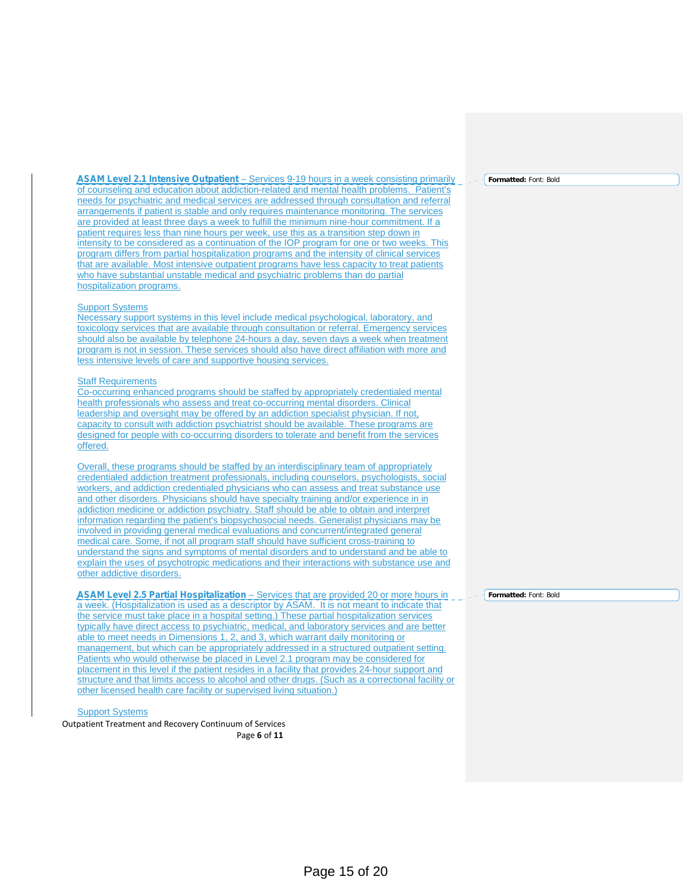**ASAM Level 2.1 Intensive Outpatient** – Services 9-19 hours in a week consisting primarily of counseling and education about addiction-related and mental health problems. Patient's needs for psychiatric and medical services are addressed through consultation and referral arrangements if patient is stable and only requires maintenance monitoring. The services are provided at least three days a week to fulfill the minimum nine-hour commitment. If a patient requires less than nine hours per week, use this as a transition step down in intensity to be considered as a continuation of the IOP program for one or two weeks. This program differs from partial hospitalization programs and the intensity of clinical services that are available. Most intensive outpatient programs have less capacity to treat patients who have substantial unstable medical and psychiatric problems than do partial hospitalization programs.

Support Systems

Necessary support systems in this level include medical psychological, laboratory, and toxicology services that are available through consultation or referral. Emergency services should also be available by telephone 24-hours a day, seven days a week when treatment program is not in session. These services should also have direct affiliation with more and less intensive levels of care and supportive housing services.

Staff Requirements

Co-occurring enhanced programs should be staffed by appropriately credentialed mental health professionals who assess and treat co-occurring mental disorders. Clinical leadership and oversight may be offered by an addiction specialist physician. If not, capacity to consult with addiction psychiatrist should be available. These programs are designed for people with co-occurring disorders to tolerate and benefit from the services offered.

Overall, these programs should be staffed by an interdisciplinary team of appropriately credentialed addiction treatment professionals, including counselors, psychologists, social workers, and addiction credentialed physicians who can assess and treat substance use and other disorders. Physicians should have specialty training and/or experience in in addiction medicine or addiction psychiatry. Staff should be able to obtain and interpret information regarding the patient's biopsychosocial needs. Generalist physicians may be involved in providing general medical evaluations and concurrent/integrated general medical care. Some, if not all program staff should have sufficient cross-training to understand the signs and symptoms of mental disorders and to understand and be able to explain the uses of psychotropic medications and their interactions with substance use and other addictive disorders.

**ASAM Level 2.5 Partial Hospitalization** – Services that are provided 20 or more hours in a week. (Hospitalization is used as a descriptor by ASAM. It is not meant to indicate that the service must take place in a hospital setting.) These partial hospitalization services typically have direct access to psychiatric, medical, and laboratory services and are better able to meet needs in Dimensions 1, 2, and 3, which warrant daily monitoring or management, but which can be appropriately addressed in a structured outpatient setting. Patients who would otherwise be placed in Level 2.1 program may be considered for placement in this level if the patient resides in a facility that provides 24-hour support and structure and that limits access to alcohol and other drugs. (Such as a correctional facility or other licensed health care facility or supervised living situation.)

Support Systems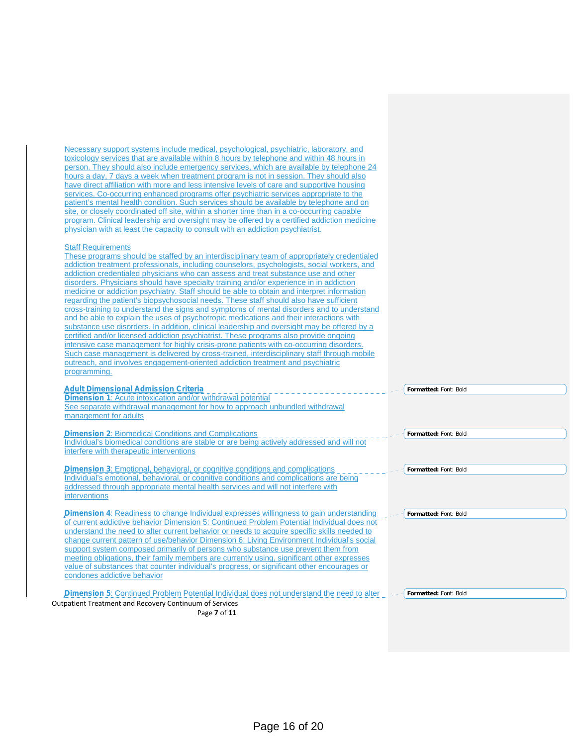Necessary support systems include medical, psychological, psychiatric, laboratory, and toxicology services that are available within 8 hours by telephone and within 48 hours in person. They should also include emergency services, which are available by telephone 24 hours a day, 7 days a week when treatment program is not in session. They should also have direct affiliation with more and less intensive levels of care and supportive housing services. Co-occurring enhanced programs offer psychiatric services appropriate to the patient's mental health condition. Such services should be available by telephone and on site, or closely coordinated off site, within a shorter time than in a co-occurring capable program. Clinical leadership and oversight may be offered by a certified addiction medicine physician with at least the capacity to consult with an addiction psychiatrist.

Staff Requirements

These programs should be staffed by an interdisciplinary team of appropriately credentialed addiction treatment professionals, including counselors, psychologists, social workers, and addiction credentialed physicians who can assess and treat substance use and other disorders. Physicians should have specialty training and/or experience in in addiction medicine or addiction psychiatry. Staff should be able to obtain and interpret information regarding the patient's biopsychosocial needs. These staff should also have sufficient cross-training to understand the signs and symptoms of mental disorders and to understand and be able to explain the uses of psychotropic medications and their interactions with substance use disorders. In addition, clinical leadership and oversight may be offered by a certified and/or licensed addiction psychiatrist. These programs also provide ongoing intensive case management for highly crisis-prone patients with co-occurring disorders. Such case management is delivered by cross-trained, interdisciplinary staff through mobile outreach, and involves engagement-oriented addiction treatment and psychiatric programming.

**Adult Dimensional Admission Criteria**

**Dimension 1**: Acute intoxication and/or withdrawal potential
See separate withdrawal management for how to approach unbundled withdrawal management for adults

**Dimension 2**: Biomedical Conditions and Complications
Individual's biomedical conditions are stable or are being actively addressed and will not interfere with therapeutic interventions

**Dimension 3**: Emotional, behavioral, or cognitive conditions and complications
Individual's emotional, behavioral, or cognitive conditions and complications are being addressed through appropriate mental health services and will not interfere with interventions

**Dimension 4**: Readiness to change Individual expresses willingness to gain understanding of current addictive behavior Dimension 5: Continued Problem Potential Individual does not understand the need to alter current behavior or needs to acquire specific skills needed to change current pattern of use/behavior Dimension 6: Living Environment Individual's social support system composed primarily of persons who substance use prevent them from meeting obligations, their family members are currently using, significant other expresses value of substances that counter individual's progress, or significant other encourages or condones addictive behavior

**Dimension 5**: Continued Problem Potential Individual does not understand the need to alter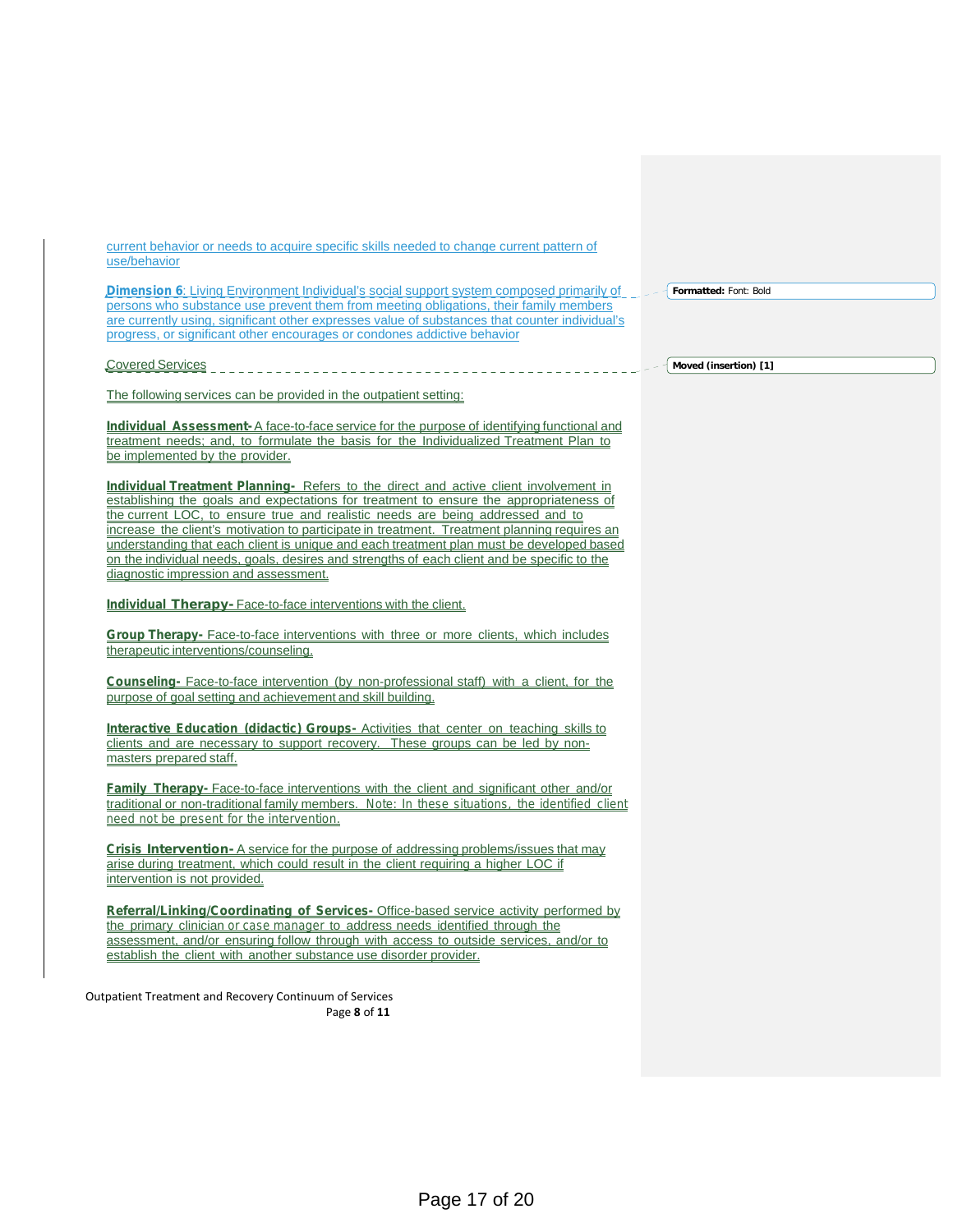current behavior or needs to acquire specific skills needed to change current pattern of use/behavior

**Dimension 6**: Living Environment Individual's social support system composed primarily of persons who substance use prevent them from meeting obligations, their family members are currently using, significant other expresses value of substances that counter individual's progress, or significant other encourages or condones addictive behavior

Covered Services

The following services can be provided in the outpatient setting:

**Individual Assessment-** A face-to-face service for the purpose of identifying functional and treatment needs; and, to formulate the basis for the Individualized Treatment Plan to be implemented by the provider.

**Individual Treatment Planning-** Refers to the direct and active client involvement in establishing the goals and expectations for treatment to ensure the appropriateness of the current LOC, to ensure true and realistic needs are being addressed and to increase the client's motivation to participate in treatment. Treatment planning requires an understanding that each client is unique and each treatment plan must be developed based on the individual needs, goals, desires and strengths of each client and be specific to the diagnostic impression and assessment.

**Individual Therapy-** Face-to-face interventions with the client.

**Group Therapy-** Face-to-face interventions with three or more clients, which includes therapeutic interventions/counseling.

**Counseling-** Face-to-face intervention (by non-professional staff) with a client, for the purpose of goal setting and achievement and skill building.

**Interactive Education (didactic) Groups-** Activities that center on teaching skills to clients and are necessary to support recovery. These groups can be led by non-masters prepared staff.

**Family Therapy-** Face-to-face interventions with the client and significant other and/or traditional or non-traditional family members. Note: In these situations, the identified client need not be present for the intervention.

**Crisis Intervention-** A service for the purpose of addressing problems/issues that may arise during treatment, which could result in the client requiring a higher LOC if intervention is not provided.

**Referral/Linking/Coordinating of Services-** Office-based service activity performed by the primary clinician or case manager to address needs identified through the assessment, and/or ensuring follow through with access to outside services, and/or to establish the client with another substance use disorder provider.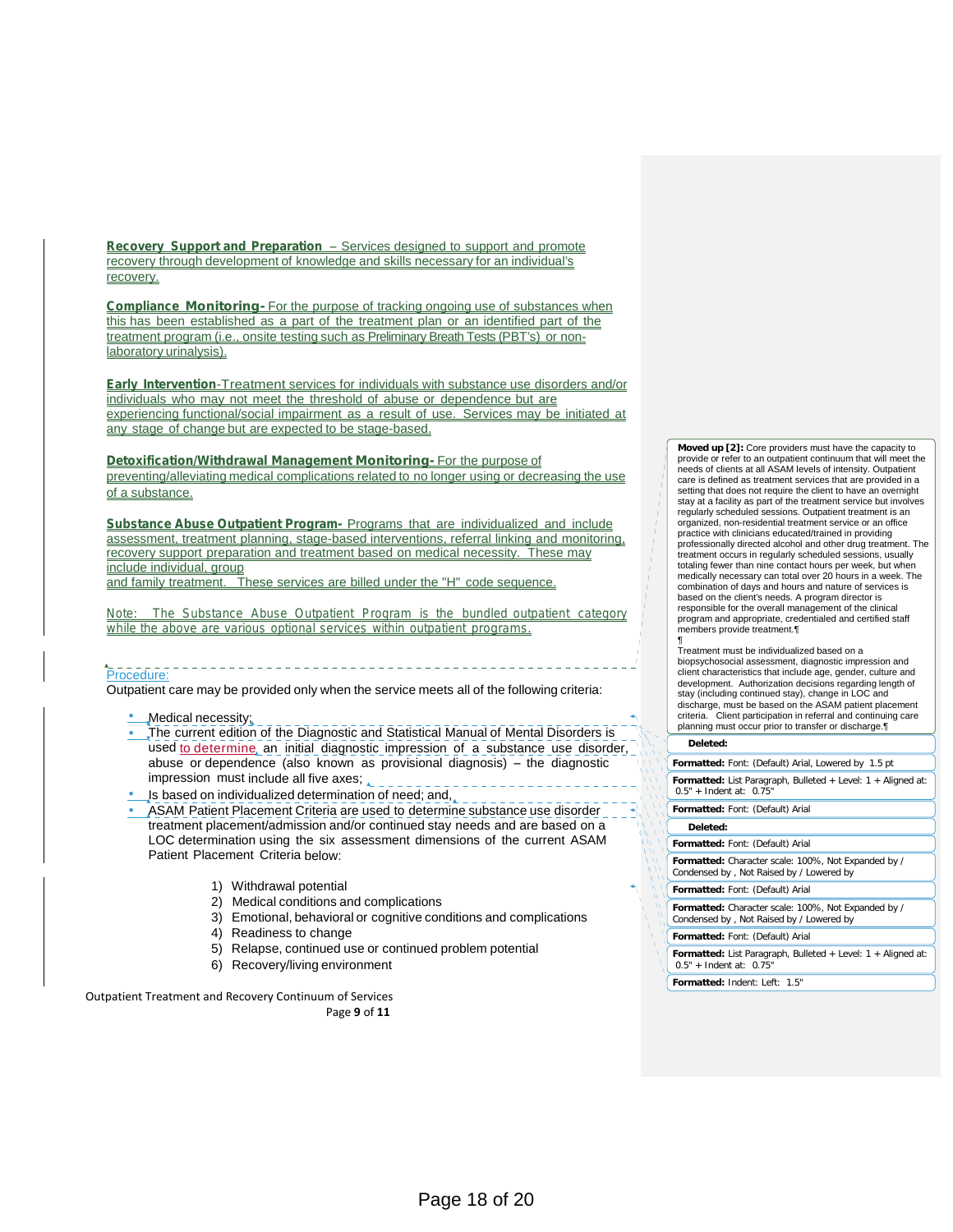**Recovery Support and Preparation** – Services designed to support and promote recovery through development of knowledge and skills necessary for an individual's recovery.

**Compliance Monitoring-** For the purpose of tracking ongoing use of substances when this has been established as a part of the treatment plan or an identified part of the treatment program (i.e., onsite testing such as Preliminary Breath Tests (PBT's) or non-laboratory urinalysis).

**Early Intervention**-Treatment services for individuals with substance use disorders and/or individuals who may not meet the threshold of abuse or dependence but are experiencing functional/social impairment as a result of use. Services may be initiated at any stage of change but are expected to be stage-based.

**Detoxification/Withdrawal Management Monitoring-** For the purpose of preventing/alleviating medical complications related to no longer using or decreasing the use of a substance.

**Substance Abuse Outpatient Program-** Programs that are individualized and include assessment, treatment planning, stage-based interventions, referral linking and monitoring, recovery support preparation and treatment based on medical necessity. These may include individual, group and family treatment. These services are billed under the "H" code sequence.

Note: The Substance Abuse Outpatient Program is the bundled outpatient category while the above are various optional services within outpatient programs.

Procedure:

Outpatient care may be provided only when the service meets all of the following criteria:

- Medical necessity;
- The current edition of the Diagnostic and Statistical Manual of Mental Disorders is used to determine an initial diagnostic impression of a substance use disorder, abuse or dependence (also known as provisional diagnosis) – the diagnostic impression must include all five axes;
- Is based on individualized determination of need; and,
- ASAM Patient Placement Criteria are used to determine substance use disorder treatment placement/admission and/or continued stay needs and are based on a LOC determination using the six assessment dimensions of the current ASAM Patient Placement Criteria below:

    1) Withdrawal potential
    2) Medical conditions and complications
    3) Emotional, behavioral or cognitive conditions and complications
    4) Readiness to change
    5) Relapse, continued use or continued problem potential
    6) Recovery/living environment

**Moved up [2]:** Core providers must have the capacity to provide or refer to an outpatient continuum that will meet the needs of clients at all ASAM levels of intensity. Outpatient care is defined as treatment services that are provided in a setting that does not require the client to have an overnight stay at a facility as part of the treatment service but involves regularly scheduled sessions. Outpatient treatment is an organized, non-residential treatment service or an office practice with clinicians educated/trained in providing professionally directed alcohol and other drug treatment. The treatment occurs in regularly scheduled sessions, usually totaling fewer than nine contact hours per week, but when medically necessary can total over 20 hours in a week. The combination of days and hours and nature of services is based on the client's needs. A program director is responsible for the overall management of the clinical program and appropriate, credentialed and certified staff members provide treatment.¶

¶

Treatment must be individualized based on a biopsychosocial assessment, diagnostic impression and client characteristics that include age, gender, culture and development. Authorization decisions regarding length of stay (including continued stay), change in LOC and discharge, must be based on the ASAM patient placement criteria. Client participation in referral and continuing care planning must occur prior to transfer or discharge.¶

**Deleted:**

**Formatted:** Font: (Default) Arial, Lowered by 1.5 pt

**Formatted:** List Paragraph, Bulleted + Level: 1 + Aligned at: 0.5" + Indent at: 0.75"

**Formatted:** Font: (Default) Arial

**Deleted:**

**Formatted:** Font: (Default) Arial

**Formatted:** Character scale: 100%, Not Expanded by / Condensed by , Not Raised by / Lowered by

**Formatted:** Font: (Default) Arial

**Formatted:** Character scale: 100%, Not Expanded by / Condensed by , Not Raised by / Lowered by

**Formatted:** Font: (Default) Arial

**Formatted:** List Paragraph, Bulleted + Level: 1 + Aligned at: 0.5" + Indent at: 0.75"

**Formatted:** Indent: Left: 1.5"

Outpatient Treatment and Recovery Continuum of Services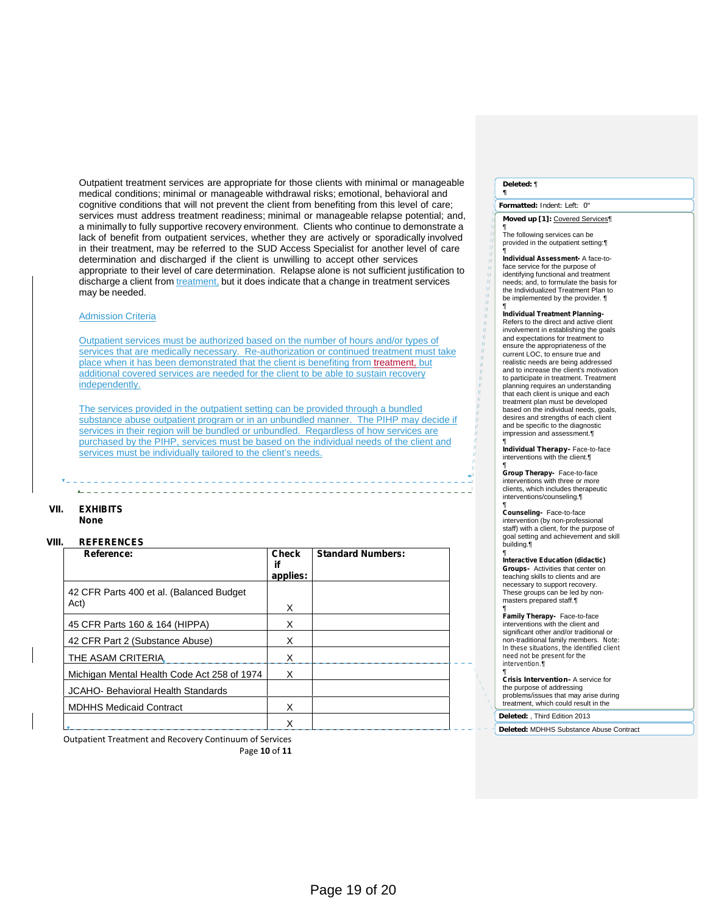Outpatient treatment services are appropriate for those clients with minimal or manageable medical conditions; minimal or manageable withdrawal risks; emotional, behavioral and cognitive conditions that will not prevent the client from benefiting from this level of care; services must address treatment readiness; minimal or manageable relapse potential; and, a minimally to fully supportive recovery environment. Clients who continue to demonstrate a lack of benefit from outpatient services, whether they are actively or sporadically involved in their treatment, may be referred to the SUD Access Specialist for another level of care determination and discharged if the client is unwilling to accept other services appropriate to their level of care determination. Relapse alone is not sufficient justification to discharge a client from treatment, but it does indicate that a change in treatment services may be needed.

Admission Criteria

Outpatient services must be authorized based on the number of hours and/or types of services that are medically necessary. Re-authorization or continued treatment must take place when it has been demonstrated that the client is benefiting from treatment, but additional covered services are needed for the client to be able to sustain recovery independently.

The services provided in the outpatient setting can be provided through a bundled substance abuse outpatient program or in an unbundled manner. The PIHP may decide if services in their region will be bundled or unbundled. Regardless of how services are purchased by the PIHP, services must be based on the individual needs of the client and services must be individually tailored to the client's needs.

## VII. EXHIBITS

None

## VIII. REFERENCES

| Reference: | Check if applies: | Standard Numbers: |
|---|---|---|
| 42 CFR Parts 400 et al. (Balanced Budget Act) | X | |
| 45 CFR Parts 160 & 164 (HIPPA) | X | |
| 42 CFR Part 2 (Substance Abuse) | X | |
| THE ASAM CRITERIA | X | |
| Michigan Mental Health Code Act 258 of 1974 | X | |
| JCAHO- Behavioral Health Standards | | |
| MDHHS Medicaid Contract | X | |
| | X | |

Outpatient Treatment and Recovery Continuum of Services

Page 10 of 11

Deleted: ¶

Formatted: Indent: Left: 0"

Moved up [1]: Covered Services¶

The following services can be provided in the outpatient setting:¶

**Individual Assessment-** A face-to-face service for the purpose of identifying functional and treatment needs; and, to formulate the basis for the Individualized Treatment Plan to be implemented by the provider. ¶

**Individual Treatment Planning-** Refers to the direct and active client involvement in establishing the goals and expectations for treatment to ensure the appropriateness of the current LOC, to ensure true and realistic needs are being addressed and to increase the client's motivation to participate in treatment. Treatment planning requires an understanding that each client is unique and each treatment plan must be developed based on the individual needs, goals, desires and strengths of each client and be specific to the diagnostic impression and assessment.¶

**Individual Therapy-** Face-to-face interventions with the client.¶

**Group Therapy-** Face-to-face interventions with three or more clients, which includes therapeutic interventions/counseling.¶

**Counseling-** Face-to-face intervention (by non-professional staff) with a client, for the purpose of goal setting and achievement and skill building.¶

**Interactive Education (didactic) Groups-** Activities that center on teaching skills to clients and are necessary to support recovery. These groups can be led by non-masters prepared staff.¶

**Family Therapy-** Face-to-face interventions with the client and significant other and/or traditional or non-traditional family members. Note: In these situations, the identified client need not be present for the intervention.¶

**Crisis Intervention-** A service for the purpose of addressing problems/issues that may arise during treatment, which could result in the

Deleted: , Third Edition 2013

Deleted: MDHHS Substance Abuse Contract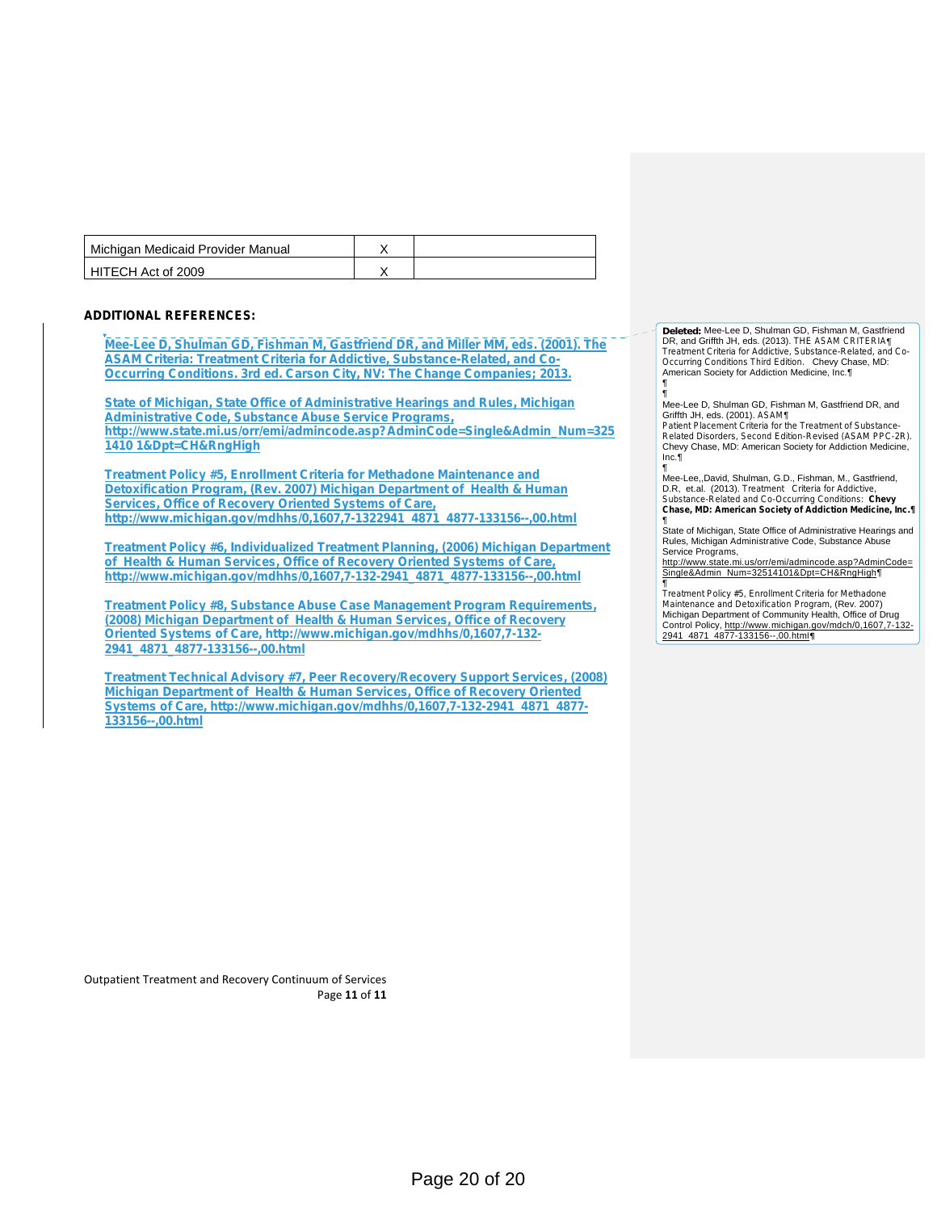| | | |
|---|---|---|
| Michigan Medicaid Provider Manual | X | |
| HITECH Act of 2009 | X | |

**ADDITIONAL REFERENCES:**

Mee-Lee D, Shulman GD, Fishman M, Gastfriend DR, and Miller MM, eds. (2001). The ASAM Criteria: Treatment Criteria for Addictive, Substance-Related, and Co-Occurring Conditions. 3rd ed. Carson City, NV: The Change Companies; 2013.

State of Michigan, State Office of Administrative Hearings and Rules, Michigan Administrative Code, Substance Abuse Service Programs, http://www.state.mi.us/orr/emi/admincode.asp?AdminCode=Single&Admin_Num=325 1410 1&Dpt=CH&RngHigh

Treatment Policy #5, Enrollment Criteria for Methadone Maintenance and Detoxification Program, (Rev. 2007) Michigan Department of Health & Human Services, Office of Recovery Oriented Systems of Care, http://www.michigan.gov/mdhhs/0,1607,7-1322941_4871_4877-133156--,00.html

Treatment Policy #6, Individualized Treatment Planning, (2006) Michigan Department of Health & Human Services, Office of Recovery Oriented Systems of Care, http://www.michigan.gov/mdhhs/0,1607,7-132-2941_4871_4877-133156--,00.html

Treatment Policy #8, Substance Abuse Case Management Program Requirements, (2008) Michigan Department of Health & Human Services, Office of Recovery Oriented Systems of Care, http://www.michigan.gov/mdhhs/0,1607,7-132-2941_4871_4877-133156--,00.html

Treatment Technical Advisory #7, Peer Recovery/Recovery Support Services, (2008) Michigan Department of Health & Human Services, Office of Recovery Oriented Systems of Care, http://www.michigan.gov/mdhhs/0,1607,7-132-2941_4871_4877-133156--,00.html

**Deleted:** Mee-Lee D, Shulman GD, Fishman M, Gastfriend DR, and Griffth JH, eds. (2013). THE ASAM CRITERIA Treatment Criteria for Addictive, Substance-Related, and Co-Occurring Conditions Third Edition. Chevy Chase, MD: American Society for Addiction Medicine, Inc.

Mee-Lee D, Shulman GD, Fishman M, Gastfriend DR, and Griffth JH, eds. (2001). ASAM
Patient Placement Criteria for the Treatment of Substance-Related Disorders, Second Edition-Revised (ASAM PPC-2R). Chevy Chase, MD: American Society for Addiction Medicine, Inc.

Mee-Lee,,David, Shulman, G.D., Fishman, M., Gastfriend, D.R, et.al. (2013). Treatment Criteria for Addictive, Substance-Related and Co-Occurring Conditions: **Chevy Chase, MD: American Society of Addiction Medicine, Inc.**

State of Michigan, State Office of Administrative Hearings and Rules, Michigan Administrative Code, Substance Abuse Service Programs, http://www.state.mi.us/orr/emi/admincode.asp?AdminCode=Single&Admin_Num=32514101&Dpt=CH&RngHigh

Treatment Policy #5, Enrollment Criteria for Methadone Maintenance and Detoxification Program, (Rev. 2007) Michigan Department of Community Health, Office of Drug Control Policy, http://www.michigan.gov/mdch/0,1607,7-132-2941_4871_4877-133156--,00.html

Outpatient Treatment and Recovery Continuum of Services